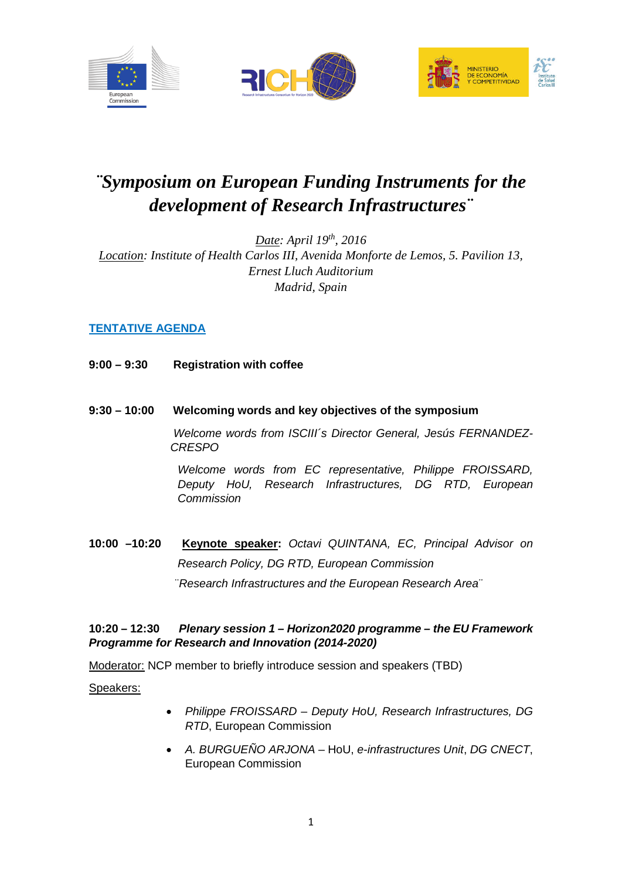# *¨Symposium on European Funding Instruments for the development of Research Infrastructures¨*

*Date: April 19th, 2016*
*Location: Institute of Health Carlos III, Avenida Monforte de Lemos, 5. Pavilion 13, Ernest Lluch Auditorium*
*Madrid, Spain*

## TENTATIVE AGENDA

**9:00 – 9:30** **Registration with coffee**

**9:30 – 10:00** **Welcoming words and key objectives of the symposium**

*Welcome words from ISCIII´s Director General, Jesús FERNANDEZ-CRESPO*

*Welcome words from EC representative, Philippe FROISSARD, Deputy HoU, Research Infrastructures, DG RTD, European Commission*

**10:00 –10:20** **Keynote speaker:** *Octavi QUINTANA, EC, Principal Advisor on Research Policy, DG RTD, European Commission*

*¨Research Infrastructures and the European Research Area¨*

**10:20 – 12:30** ***Plenary session 1 – Horizon2020 programme – the EU Framework Programme for Research and Innovation (2014-2020)***

Moderator: NCP member to briefly introduce session and speakers (TBD)

Speakers:

- *Philippe FROISSARD – Deputy HoU, Research Infrastructures, DG RTD*, European Commission
- *A. BURGUEÑO ARJONA* – HoU, *e-infrastructures Unit*, *DG CNECT*, European Commission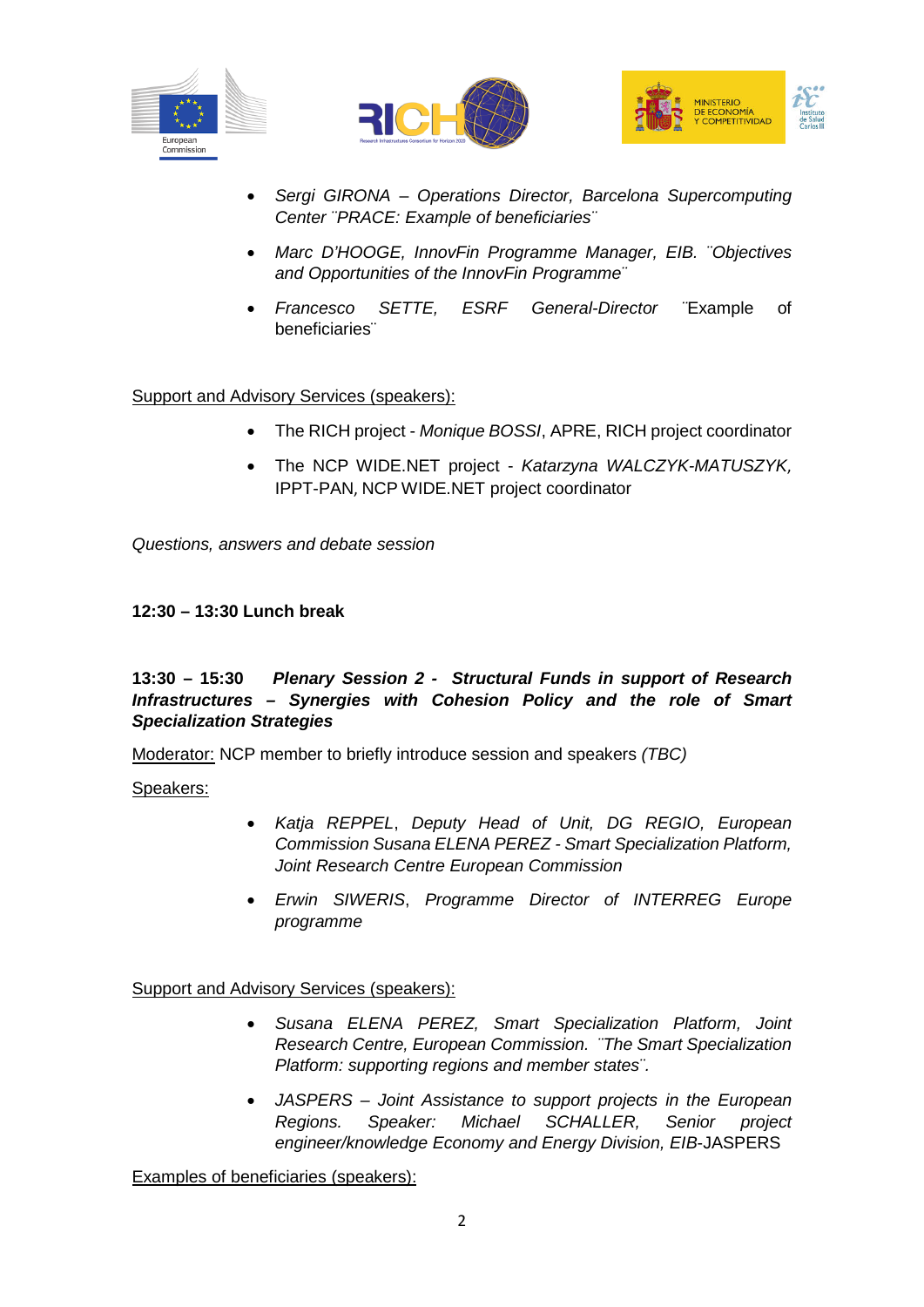- *Sergi GIRONA – Operations Director, Barcelona Supercomputing Center ¨PRACE: Example of beneficiaries¨*
- *Marc D'HOOGE, InnovFin Programme Manager, EIB. ¨Objectives and Opportunities of the InnovFin Programme¨*
- *Francesco SETTE, ESRF General-Director* ¨Example of beneficiaries¨

Support and Advisory Services (speakers):

- The RICH project - *Monique BOSSI*, APRE, RICH project coordinator
- The NCP WIDE.NET project - *Katarzyna WALCZYK-MATUSZYK,* IPPT-PAN*,* NCP WIDE.NET project coordinator

*Questions, answers and debate session*

**12:30 – 13:30 Lunch break**

**13:30 – 15:30** ***Plenary Session 2 - Structural Funds in support of Research Infrastructures – Synergies with Cohesion Policy and the role of Smart Specialization Strategies***

Moderator: NCP member to briefly introduce session and speakers *(TBC)*

Speakers:

- *Katja REPPEL*, *Deputy Head of Unit, DG REGIO, European Commission Susana ELENA PEREZ - Smart Specialization Platform, Joint Research Centre European Commission*
- *Erwin SIWERIS*, *Programme Director of INTERREG Europe programme*

Support and Advisory Services (speakers):

- *Susana ELENA PEREZ, Smart Specialization Platform, Joint Research Centre, European Commission. ¨The Smart Specialization Platform: supporting regions and member states¨.*
- *JASPERS – Joint Assistance to support projects in the European Regions. Speaker: Michael SCHALLER, Senior project engineer/knowledge Economy and Energy Division, EIB*-JASPERS

Examples of beneficiaries (speakers):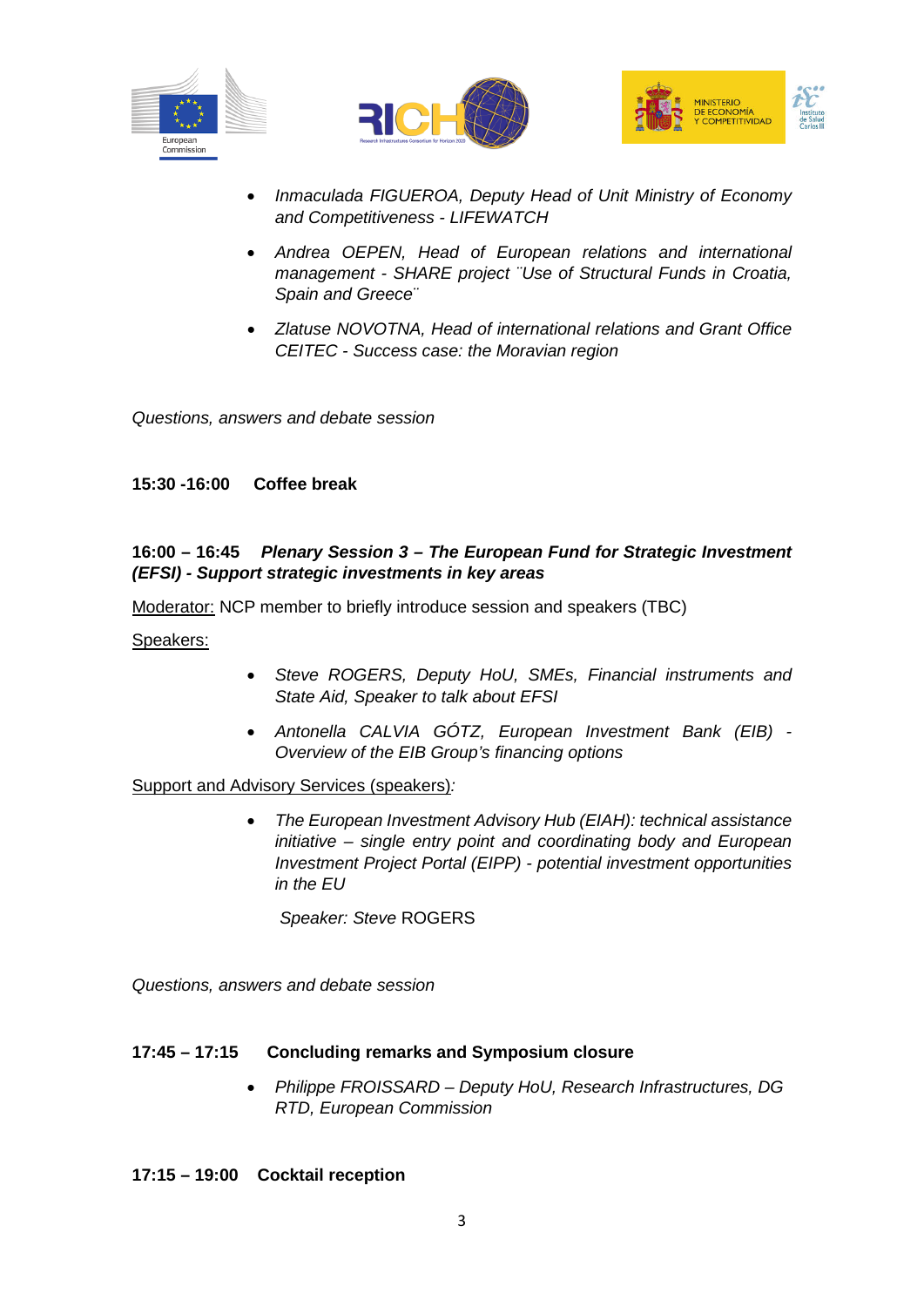- *Inmaculada FIGUEROA, Deputy Head of Unit Ministry of Economy and Competitiveness - LIFEWATCH*
- *Andrea OEPEN, Head of European relations and international management - SHARE project ¨Use of Structural Funds in Croatia, Spain and Greece¨*
- *Zlatuse NOVOTNA, Head of international relations and Grant Office CEITEC - Success case: the Moravian region*

*Questions, answers and debate session*

**15:30 -16:00 Coffee break**

**16:00 – 16:45 *Plenary Session 3 – The European Fund for Strategic Investment (EFSI) - Support strategic investments in key areas***

Moderator: NCP member to briefly introduce session and speakers (TBC)

Speakers:

- *Steve ROGERS, Deputy HoU, SMEs, Financial instruments and State Aid, Speaker to talk about EFSI*
- *Antonella CALVIA GÓTZ, European Investment Bank (EIB) - Overview of the EIB Group's financing options*

Support and Advisory Services (speakers)*:*

- *The European Investment Advisory Hub (EIAH): technical assistance initiative – single entry point and coordinating body and European Investment Project Portal (EIPP) - potential investment opportunities in the EU*

  *Speaker: Steve* ROGERS

*Questions, answers and debate session*

**17:45 – 17:15 Concluding remarks and Symposium closure**

- *Philippe FROISSARD – Deputy HoU, Research Infrastructures, DG RTD, European Commission*

**17:15 – 19:00 Cocktail reception**